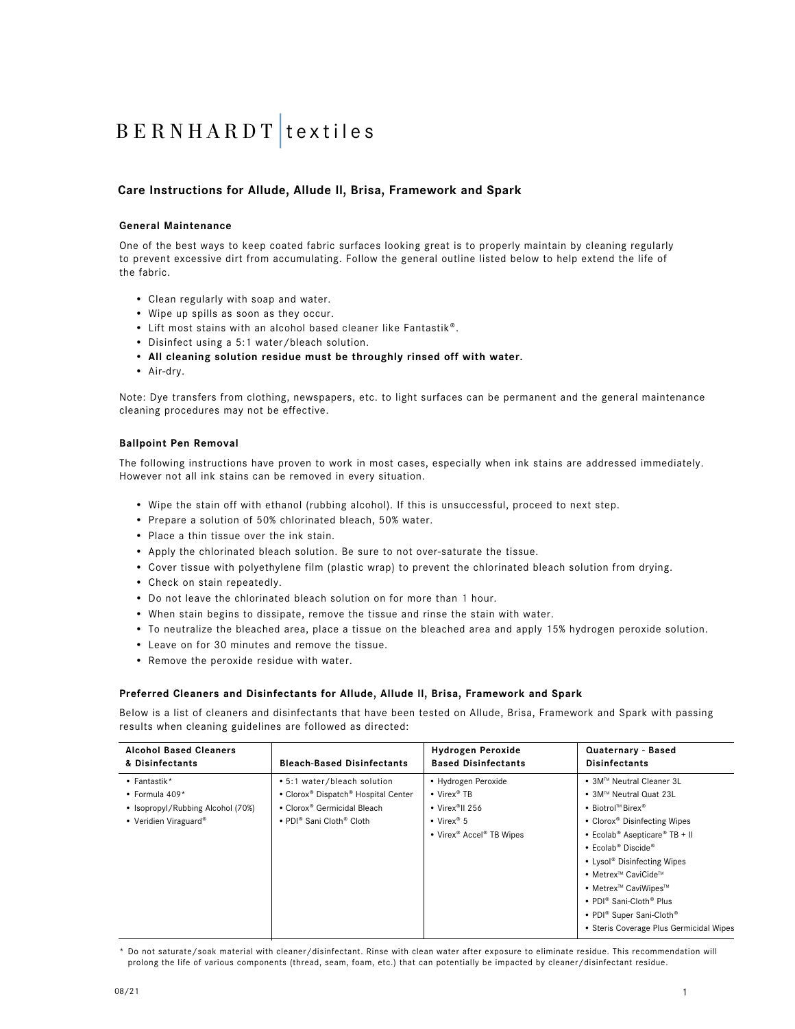BERNHARDT | textiles

## Care Instructions for Allude, Allude II, Brisa, Framework and Spark

### General Maintenance

One of the best ways to keep coated fabric surfaces looking great is to properly maintain by cleaning regularly to prevent excessive dirt from accumulating. Follow the general outline listed below to help extend the life of the fabric.

- Clean regularly with soap and water.
- Wipe up spills as soon as they occur.
- Lift most stains with an alcohol based cleaner like Fantastik®.
- Disinfect using a 5:1 water/bleach solution.
- **All cleaning solution residue must be throughly rinsed off with water.**
- Air-dry.

Note: Dye transfers from clothing, newspapers, etc. to light surfaces can be permanent and the general maintenance cleaning procedures may not be effective.

### Ballpoint Pen Removal

The following instructions have proven to work in most cases, especially when ink stains are addressed immediately. However not all ink stains can be removed in every situation.

- Wipe the stain off with ethanol (rubbing alcohol). If this is unsuccessful, proceed to next step.
- Prepare a solution of 50% chlorinated bleach, 50% water.
- Place a thin tissue over the ink stain.
- Apply the chlorinated bleach solution. Be sure to not over-saturate the tissue.
- Cover tissue with polyethylene film (plastic wrap) to prevent the chlorinated bleach solution from drying.
- Check on stain repeatedly.
- Do not leave the chlorinated bleach solution on for more than 1 hour.
- When stain begins to dissipate, remove the tissue and rinse the stain with water.
- To neutralize the bleached area, place a tissue on the bleached area and apply 15% hydrogen peroxide solution.
- Leave on for 30 minutes and remove the tissue.
- Remove the peroxide residue with water.

### Preferred Cleaners and Disinfectants for Allude, Allude II, Brisa, Framework and Spark

Below is a list of cleaners and disinfectants that have been tested on Allude, Brisa, Framework and Spark with passing results when cleaning guidelines are followed as directed:

| Alcohol Based Cleaners & Disinfectants | Bleach-Based Disinfectants | Hydrogen Peroxide Based Disinfectants | Quaternary - Based Disinfectants |
|---|---|---|---|
| • Fantastik*<br>• Formula 409*<br>• Isopropyl/Rubbing Alcohol (70%)<br>• Veridien Viraguard® | • 5:1 water/bleach solution<br>• Clorox® Dispatch® Hospital Center<br>• Clorox® Germicidal Bleach<br>• PDI® Sani Cloth® Cloth | • Hydrogen Peroxide<br>• Virex® TB<br>• Virex®II 256<br>• Virex® 5<br>• Virex® Accel® TB Wipes | • 3M™ Neutral Cleaner 3L<br>• 3M™ Neutral Quat 23L<br>• Biotrol™ Birex®<br>• Clorox® Disinfecting Wipes<br>• Ecolab® Asepticare® TB + II<br>• Ecolab® Discide®<br>• Lysol® Disinfecting Wipes<br>• Metrex™ CaviCide™<br>• Metrex™ CaviWipes™<br>• PDI® Sani-Cloth® Plus<br>• PDI® Super Sani-Cloth®<br>• Steris Coverage Plus Germicidal Wipes |

* Do not saturate/soak material with cleaner/disinfectant. Rinse with clean water after exposure to eliminate residue. This recommendation will prolong the life of various components (thread, seam, foam, etc.) that can potentially be impacted by cleaner/disinfectant residue.

08/21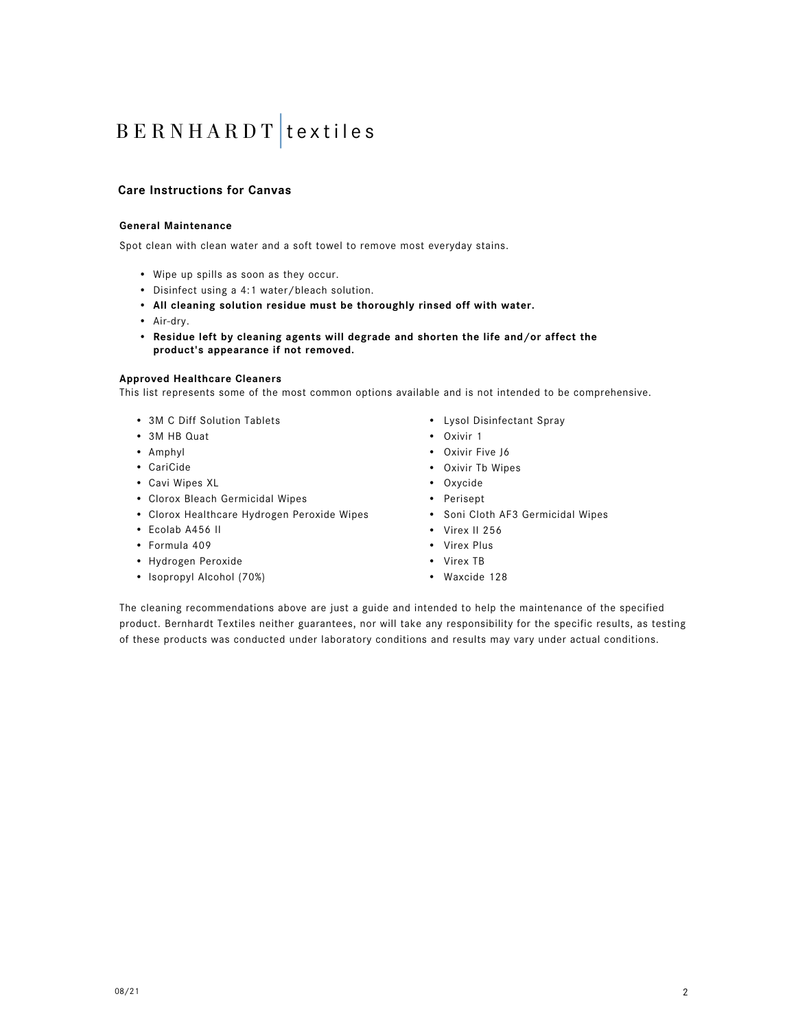BERNHARDT | textiles

## Care Instructions for Canvas

### General Maintenance

Spot clean with clean water and a soft towel to remove most everyday stains.

- Wipe up spills as soon as they occur.
- Disinfect using a 4:1 water/bleach solution.
- **All cleaning solution residue must be thoroughly rinsed off with water.**
- Air-dry.
- **Residue left by cleaning agents will degrade and shorten the life and/or affect the product's appearance if not removed.**

### Approved Healthcare Cleaners

This list represents some of the most common options available and is not intended to be comprehensive.

- 3M C Diff Solution Tablets
- 3M HB Quat
- Amphyl
- CariCide
- Cavi Wipes XL
- Clorox Bleach Germicidal Wipes
- Clorox Healthcare Hydrogen Peroxide Wipes
- Ecolab A456 II
- Formula 409
- Hydrogen Peroxide
- Isopropyl Alcohol (70%)
- Lysol Disinfectant Spray
- Oxivir 1
- Oxivir Five J6
- Oxivir Tb Wipes
- Oxycide
- Perisept
- Soni Cloth AF3 Germicidal Wipes
- Virex II 256
- Virex Plus
- Virex TB
- Waxcide 128

The cleaning recommendations above are just a guide and intended to help the maintenance of the specified product. Bernhardt Textiles neither guarantees, nor will take any responsibility for the specific results, as testing of these products was conducted under laboratory conditions and results may vary under actual conditions.

08/21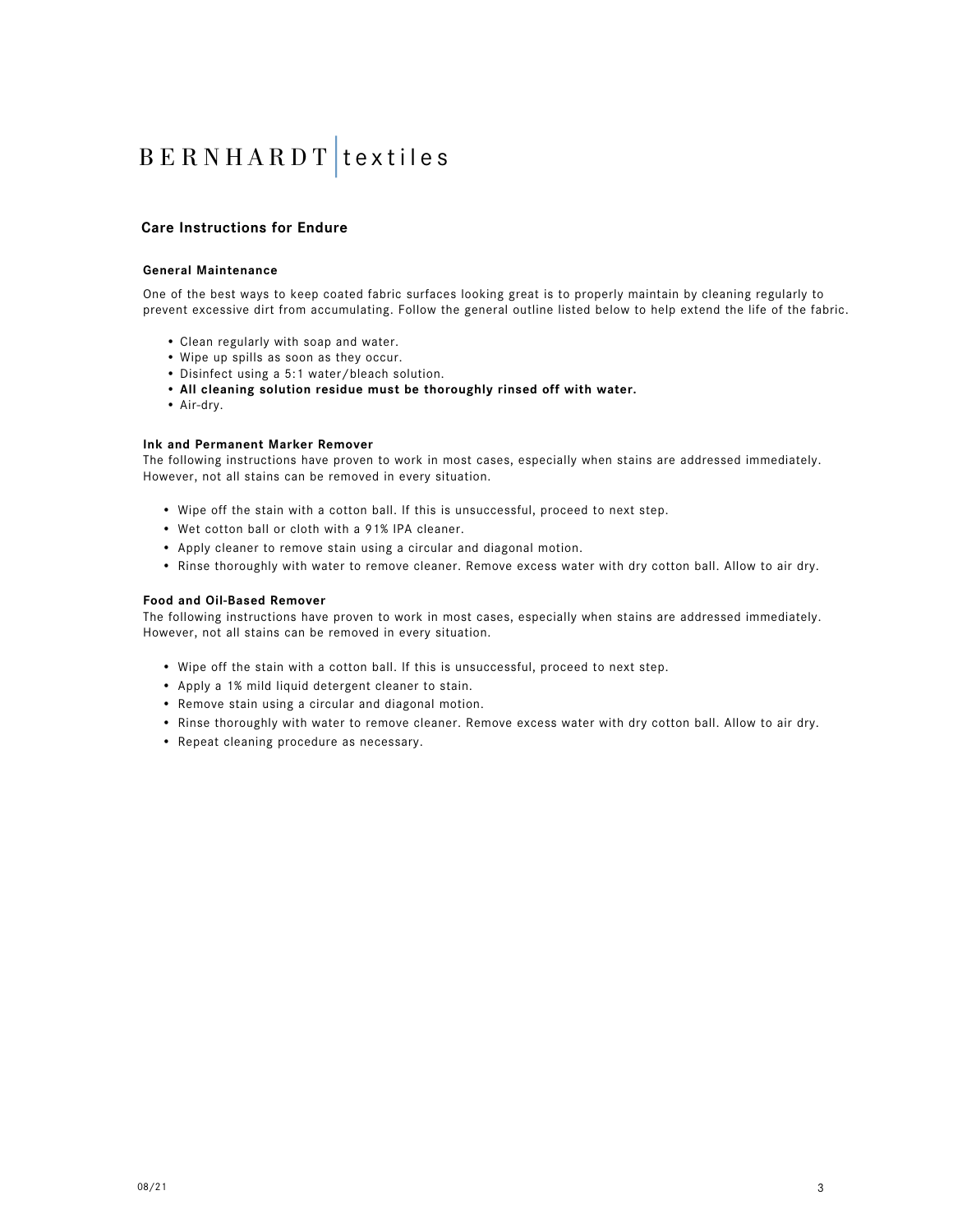# BERNHARDT | textiles

## Care Instructions for Endure

### General Maintenance

One of the best ways to keep coated fabric surfaces looking great is to properly maintain by cleaning regularly to prevent excessive dirt from accumulating. Follow the general outline listed below to help extend the life of the fabric.

- Clean regularly with soap and water.
- Wipe up spills as soon as they occur.
- Disinfect using a 5:1 water/bleach solution.
- **All cleaning solution residue must be thoroughly rinsed off with water.**
- Air-dry.

### Ink and Permanent Marker Remover

The following instructions have proven to work in most cases, especially when stains are addressed immediately. However, not all stains can be removed in every situation.

- Wipe off the stain with a cotton ball. If this is unsuccessful, proceed to next step.
- Wet cotton ball or cloth with a 91% IPA cleaner.
- Apply cleaner to remove stain using a circular and diagonal motion.
- Rinse thoroughly with water to remove cleaner. Remove excess water with dry cotton ball. Allow to air dry.

### Food and Oil-Based Remover

The following instructions have proven to work in most cases, especially when stains are addressed immediately. However, not all stains can be removed in every situation.

- Wipe off the stain with a cotton ball. If this is unsuccessful, proceed to next step.
- Apply a 1% mild liquid detergent cleaner to stain.
- Remove stain using a circular and diagonal motion.
- Rinse thoroughly with water to remove cleaner. Remove excess water with dry cotton ball. Allow to air dry.
- Repeat cleaning procedure as necessary.

08/21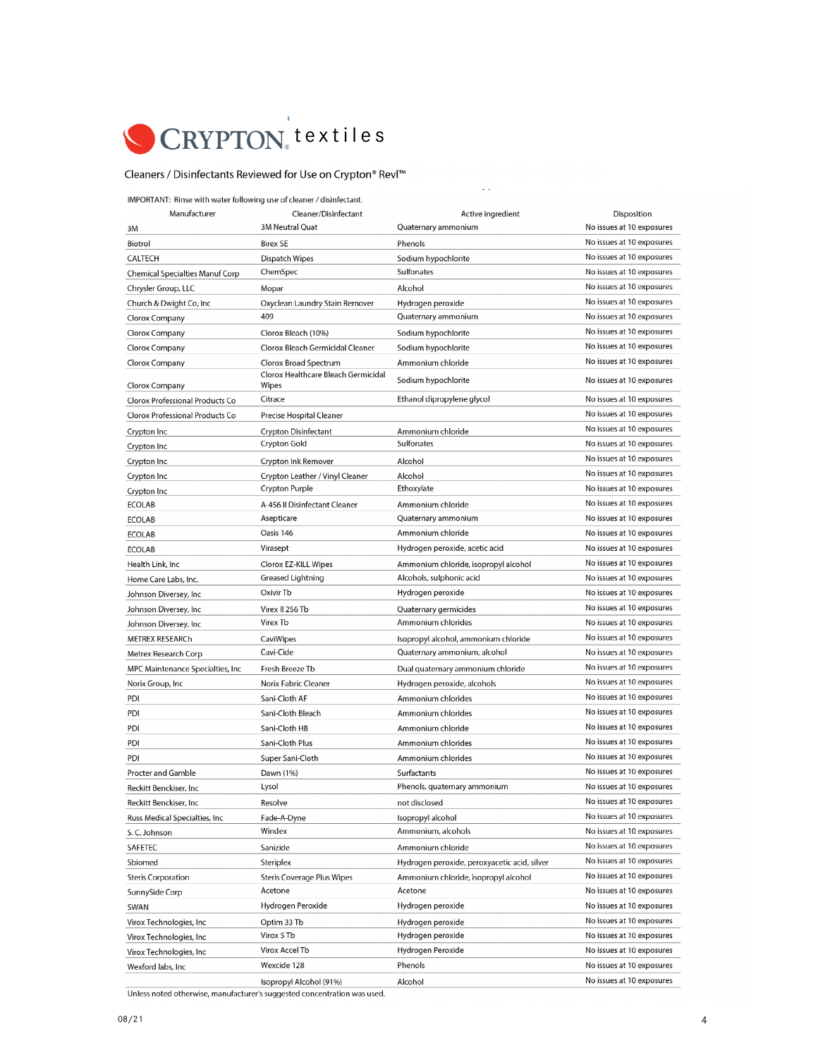# CRYPTON textiles

## Cleaners / Disinfectants Reviewed for Use on Crypton® Revl™

IMPORTANT: Rinse with water following use of cleaner / disinfectant.

| Manufacturer | Cleaner/Disinfectant | Active ingredient | Disposition |
|---|---|---|---|
| 3M | 3M Neutral Quat | Quaternary ammonium | No issues at 10 exposures |
| Biotrol | Birex SE | Phenols | No issues at 10 exposures |
| CALTECH | Dispatch Wipes | Sodium hypochlorite | No issues at 10 exposures |
| Chemical Specialties Manuf Corp | ChemSpec | Sulfonates | No issues at 10 exposures |
| Chrysler Group, LLC | Mopar | Alcohol | No issues at 10 exposures |
| Church & Dwight Co, Inc | Oxyclean Laundry Stain Remover | Hydrogen peroxide | No issues at 10 exposures |
| Clorox Company | 409 | Quaternary ammonium | No issues at 10 exposures |
| Clorox Company | Clorox Bleach (10%) | Sodium hypochlorite | No issues at 10 exposures |
| Clorox Company | Clorox Bleach Germicidal Cleaner | Sodium hypochlorite | No issues at 10 exposures |
| Clorox Company | Clorox Broad Spectrum | Ammonium chloride | No issues at 10 exposures |
| Clorox Company | Clorox Healthcare Bleach Germicidal Wipes | Sodium hypochlorite | No issues at 10 exposures |
| Clorox Professional Products Co | Citrace | Ethanol dipropylene glycol | No issues at 10 exposures |
| Clorox Professional Products Co | Precise Hospital Cleaner | | No issues at 10 exposures |
| Crypton Inc | Crypton Disinfectant | Ammonium chloride | No issues at 10 exposures |
| Crypton Inc | Crypton Gold | Sulfonates | No issues at 10 exposures |
| Crypton Inc | Crypton Ink Remover | Alcohol | No issues at 10 exposures |
| Crypton Inc | Crypton Leather / Vinyl Cleaner | Alcohol | No issues at 10 exposures |
| Crypton Inc | Crypton Purple | Ethoxylate | No issues at 10 exposures |
| ECOLAB | A-456 II Disinfectant Cleaner | Ammonium chloride | No issues at 10 exposures |
| ECOLAB | Asepticare | Quaternary ammonium | No issues at 10 exposures |
| ECOLAB | Oasis 146 | Ammonium chloride | No issues at 10 exposures |
| ECOLAB | Virasept | Hydrogen peroxide, acetic acid | No issues at 10 exposures |
| Health Link, Inc | Clorox EZ-KILL Wipes | Ammonium chloride, isopropyl alcohol | No issues at 10 exposures |
| Home Care Labs, Inc. | Greased Lightning | Alcohols, sulphonic acid | No issues at 10 exposures |
| Johnson Diversey, Inc | Oxivir Tb | Hydrogen peroxide | No issues at 10 exposures |
| Johnson Diversey, Inc | Virex II 256 Tb | Quaternary germicides | No issues at 10 exposures |
| Johnson Diversey, Inc | Virex Tb | Ammonium chlorides | No issues at 10 exposures |
| METREX RESEARCh | CaviWipes | Isopropyl alcohol, ammonium chloride | No issues at 10 exposures |
| Metrex Research Corp | Cavi-Cide | Quaternary ammonium, alcohol | No issues at 10 exposures |
| MPC Maintenance Specialties, Inc | Fresh Breeze Tb | Dual quaternary ammonium chloride | No issues at 10 exposures |
| Norix Group, Inc | Norix Fabric Cleaner | Hydrogen peroxide, alcohols | No issues at 10 exposures |
| PDI | Sani-Cloth AF | Ammonium chlorides | No issues at 10 exposures |
| PDI | Sani-Cloth Bleach | Ammonium chlorides | No issues at 10 exposures |
| PDI | Sani-Cloth HB | Ammonium chloride | No issues at 10 exposures |
| PDI | Sani-Cloth Plus | Ammonium chlorides | No issues at 10 exposures |
| PDI | Super Sani-Cloth | Ammonium chlorides | No issues at 10 exposures |
| Procter and Gamble | Dawn (1%) | Surfactants | No issues at 10 exposures |
| Reckitt Benckiser, Inc | Lysol | Phenols, quaternary ammonium | No issues at 10 exposures |
| Reckitt Benckiser, Inc | Resolve | not disclosed | No issues at 10 exposures |
| Russ Medical Specialties, Inc | Fade-A-Dyne | Isopropyl alcohol | No issues at 10 exposures |
| S. C. Johnson | Windex | Ammonium, alcohols | No issues at 10 exposures |
| SAFETEC | Sanizide | Ammonium chloride | No issues at 10 exposures |
| Sbiomed | Steriplex | Hydrogen peroxide, peroxyacetic acid, silver | No issues at 10 exposures |
| Steris Corporation | Steris Coverage Plus Wipes | Ammonium chloride, isopropyl alcohol | No issues at 10 exposures |
| SunnySide Corp | Acetone | Acetone | No issues at 10 exposures |
| SWAN | Hydrogen Peroxide | Hydrogen peroxide | No issues at 10 exposures |
| Virox Technologies, Inc | Optim 33 Tb | Hydrogen peroxide | No issues at 10 exposures |
| Virox Technologies, Inc | Virox 5 Tb | Hydrogen peroxide | No issues at 10 exposures |
| Virox Technologies, Inc | Virox Accel Tb | Hydrogen Peroxide | No issues at 10 exposures |
| Wexford labs, Inc | Wexcide 128 | Phenols | No issues at 10 exposures |
| | Isopropyl Alcohol (91%) | Alcohol | No issues at 10 exposures |

Unless noted otherwise, manufacturer's suggested concentration was used.

08/21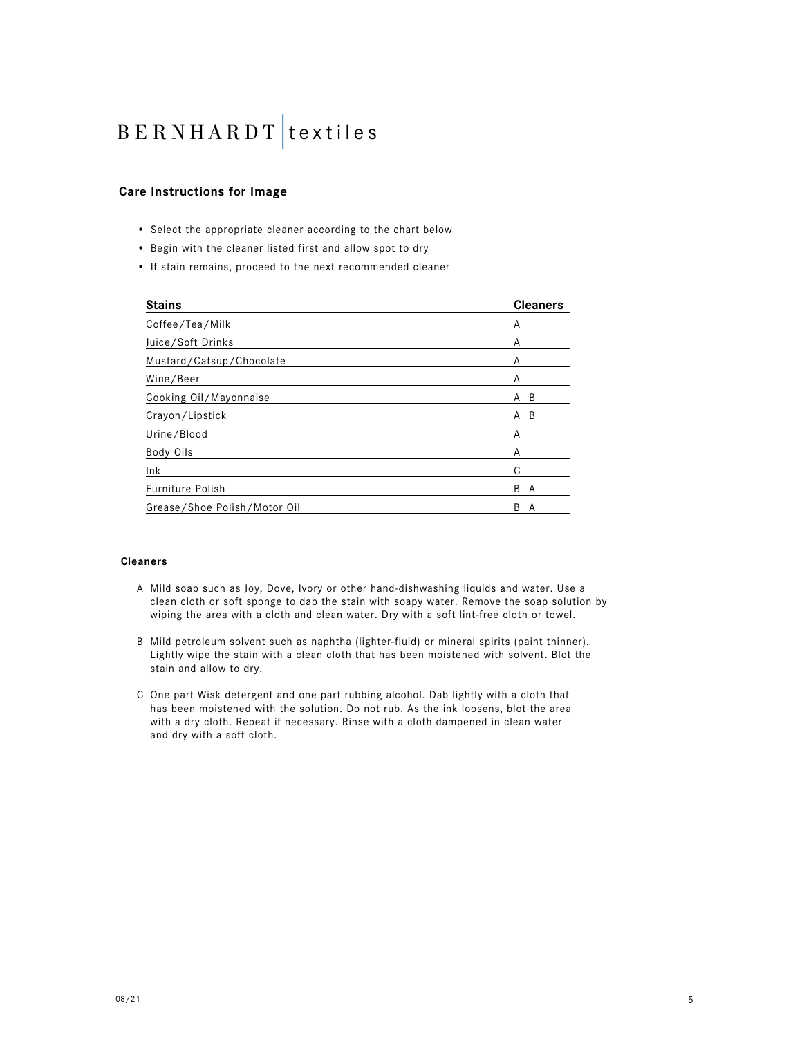BERNHARDT | textiles

## Care Instructions for Image

- Select the appropriate cleaner according to the chart below
- Begin with the cleaner listed first and allow spot to dry
- If stain remains, proceed to the next recommended cleaner

| Stains | Cleaners |
|---|---|
| Coffee/Tea/Milk | A |
| Juice/Soft Drinks | A |
| Mustard/Catsup/Chocolate | A |
| Wine/Beer | A |
| Cooking Oil/Mayonnaise | A B |
| Crayon/Lipstick | A B |
| Urine/Blood | A |
| Body Oils | A |
| Ink | C |
| Furniture Polish | B A |
| Grease/Shoe Polish/Motor Oil | B A |

### Cleaners

A Mild soap such as Joy, Dove, Ivory or other hand-dishwashing liquids and water. Use a clean cloth or soft sponge to dab the stain with soapy water. Remove the soap solution by wiping the area with a cloth and clean water. Dry with a soft lint-free cloth or towel.

B Mild petroleum solvent such as naphtha (lighter-fluid) or mineral spirits (paint thinner). Lightly wipe the stain with a clean cloth that has been moistened with solvent. Blot the stain and allow to dry.

C One part Wisk detergent and one part rubbing alcohol. Dab lightly with a cloth that has been moistened with the solution. Do not rub. As the ink loosens, blot the area with a dry cloth. Repeat if necessary. Rinse with a cloth dampened in clean water and dry with a soft cloth.

08/21